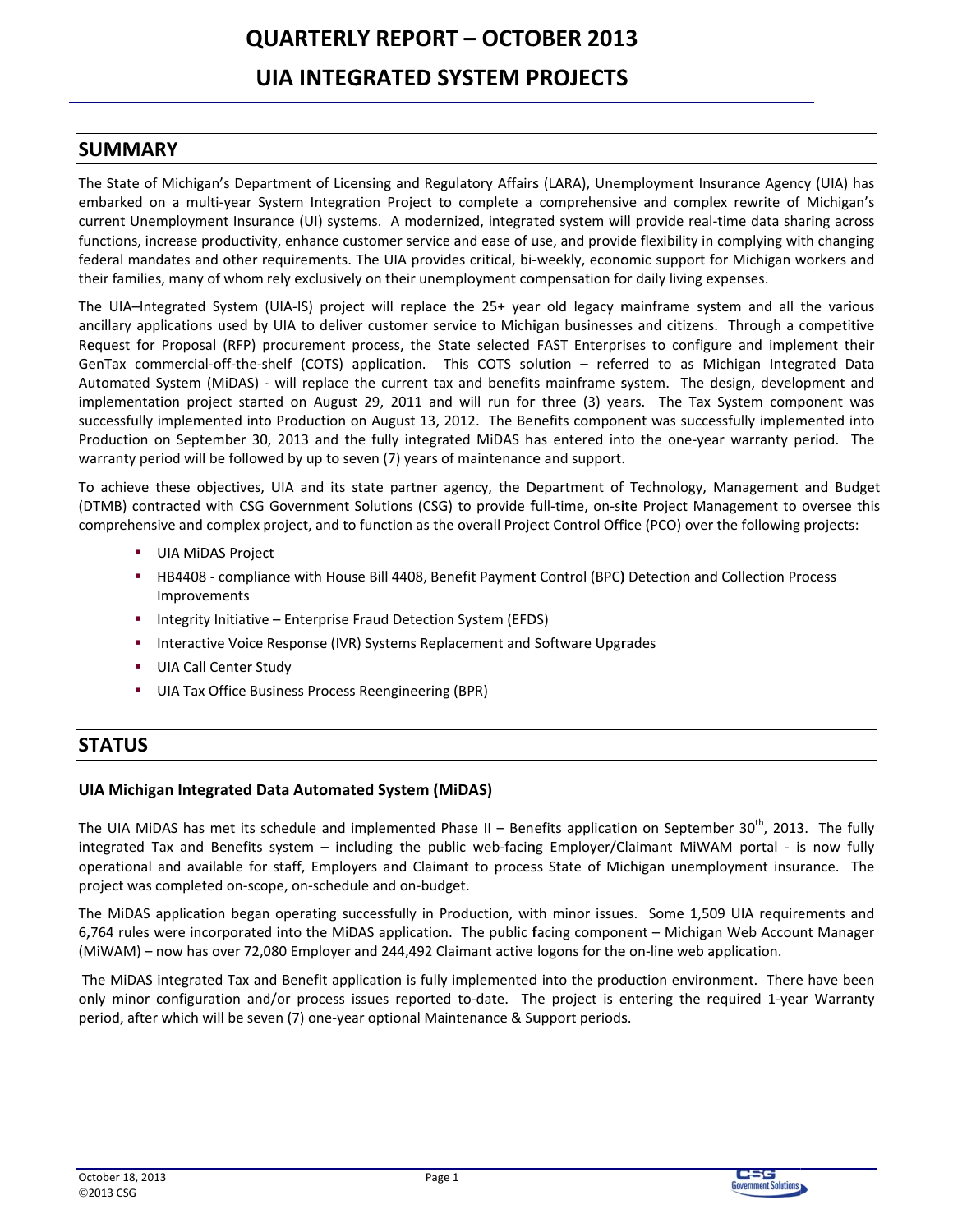# QUARTERLY REPORT – OCTOBER 2013

# UIA INTEGRATED SYSTEM PROJECTS

## SUMMARY

The State of Michigan's Department of Licensing and Regulatory Affairs (LARA), Unemployment Insurance Agency (UIA) has embarked on a multi-year System Integration Project to complete a comprehensive and complex rewrite of Michigan's current Unemployment Insurance (UI) systems. A modernized, integrated system will provide real-time data sharing across functions, increase productivity, enhance customer service and ease of use, and provide flexibility in complying with changing federal mandates and other requirements. The UIA provides critical, bi-weekly, economic support for Michigan workers and their families, many of whom rely exclusively on their unemployment compensation for daily living expenses.

The UIA–Integrated System (UIA-IS) project will replace the 25+ year old legacy mainframe system and all the various ancillary applications used by UIA to deliver customer service to Michigan businesses and citizens. Through a competitive Request for Proposal (RFP) procurement process, the State selected FAST Enterprises to configure and implement their GenTax commercial-off-the-shelf (COTS) application. This COTS solution – referred to as Michigan Integrated Data Automated System (MiDAS) - will replace the current tax and benefits mainframe system. The design, development and implementation project started on August 29, 2011 and will run for three (3) years. The Tax System component was successfully implemented into Production on August 13, 2012. The Benefits component was successfully implemented into Production on September 30, 2013 and the fully integrated MiDAS has entered into the one-year warranty period. The warranty period will be followed by up to seven (7) years of maintenance and support.

To achieve these objectives, UIA and its state partner agency, the Department of Technology, Management and Budget (DTMB) contracted with CSG Government Solutions (CSG) to provide full-time, on-site Project Management to oversee this comprehensive and complex project, and to function as the overall Project Control Office (PCO) over the following projects:

- UIA MiDAS Project
- HB4408 - compliance with House Bill 4408, Benefit Payment Control (BPC) Detection and Collection Process Improvements
- Integrity Initiative – Enterprise Fraud Detection System (EFDS)
- Interactive Voice Response (IVR) Systems Replacement and Software Upgrades
- UIA Call Center Study
- UIA Tax Office Business Process Reengineering (BPR)

## STATUS

### UIA Michigan Integrated Data Automated System (MiDAS)

The UIA MiDAS has met its schedule and implemented Phase II – Benefits application on September 30th, 2013. The fully integrated Tax and Benefits system – including the public web-facing Employer/Claimant MiWAM portal - is now fully operational and available for staff, Employers and Claimant to process State of Michigan unemployment insurance. The project was completed on-scope, on-schedule and on-budget.

The MiDAS application began operating successfully in Production, with minor issues. Some 1,509 UIA requirements and 6,764 rules were incorporated into the MiDAS application. The public facing component – Michigan Web Account Manager (MiWAM) – now has over 72,080 Employer and 244,492 Claimant active logons for the on-line web application.

The MiDAS integrated Tax and Benefit application is fully implemented into the production environment. There have been only minor configuration and/or process issues reported to-date. The project is entering the required 1-year Warranty period, after which will be seven (7) one-year optional Maintenance & Support periods.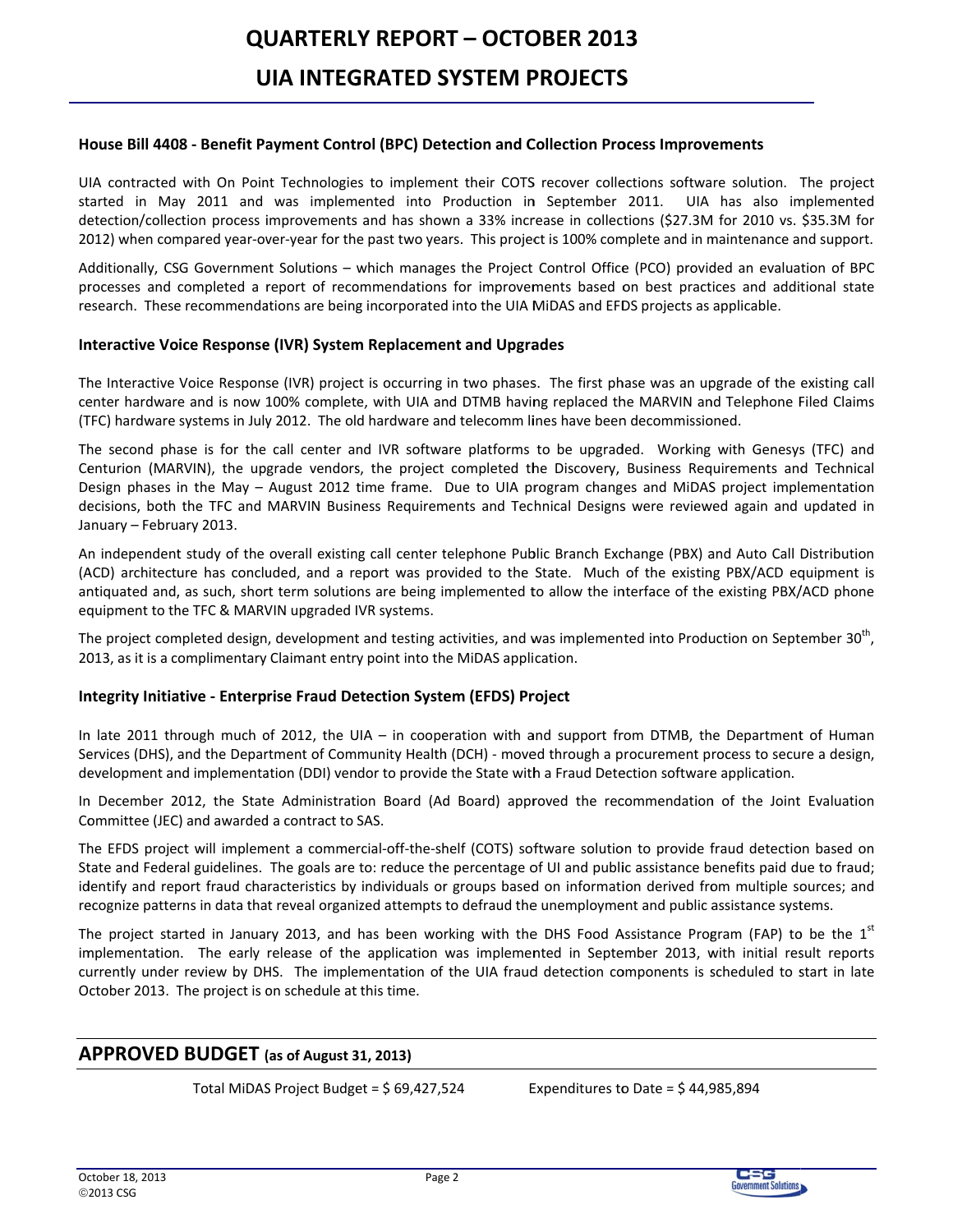# QUARTERLY REPORT – OCTOBER 2013

# UIA INTEGRATED SYSTEM PROJECTS

### House Bill 4408 - Benefit Payment Control (BPC) Detection and Collection Process Improvements

UIA contracted with On Point Technologies to implement their COTS recover collections software solution. The project started in May 2011 and was implemented into Production in September 2011. UIA has also implemented detection/collection process improvements and has shown a 33% increase in collections ($27.3M for 2010 vs. $35.3M for 2012) when compared year-over-year for the past two years. This project is 100% complete and in maintenance and support.

Additionally, CSG Government Solutions – which manages the Project Control Office (PCO) provided an evaluation of BPC processes and completed a report of recommendations for improvements based on best practices and additional state research. These recommendations are being incorporated into the UIA MiDAS and EFDS projects as applicable.

### Interactive Voice Response (IVR) System Replacement and Upgrades

The Interactive Voice Response (IVR) project is occurring in two phases. The first phase was an upgrade of the existing call center hardware and is now 100% complete, with UIA and DTMB having replaced the MARVIN and Telephone Filed Claims (TFC) hardware systems in July 2012. The old hardware and telecomm lines have been decommissioned.

The second phase is for the call center and IVR software platforms to be upgraded. Working with Genesys (TFC) and Centurion (MARVIN), the upgrade vendors, the project completed the Discovery, Business Requirements and Technical Design phases in the May – August 2012 time frame. Due to UIA program changes and MiDAS project implementation decisions, both the TFC and MARVIN Business Requirements and Technical Designs were reviewed again and updated in January – February 2013.

An independent study of the overall existing call center telephone Public Branch Exchange (PBX) and Auto Call Distribution (ACD) architecture has concluded, and a report was provided to the State. Much of the existing PBX/ACD equipment is antiquated and, as such, short term solutions are being implemented to allow the interface of the existing PBX/ACD phone equipment to the TFC & MARVIN upgraded IVR systems.

The project completed design, development and testing activities, and was implemented into Production on September 30th, 2013, as it is a complimentary Claimant entry point into the MiDAS application.

### Integrity Initiative - Enterprise Fraud Detection System (EFDS) Project

In late 2011 through much of 2012, the UIA – in cooperation with and support from DTMB, the Department of Human Services (DHS), and the Department of Community Health (DCH) - moved through a procurement process to secure a design, development and implementation (DDI) vendor to provide the State with a Fraud Detection software application.

In December 2012, the State Administration Board (Ad Board) approved the recommendation of the Joint Evaluation Committee (JEC) and awarded a contract to SAS.

The EFDS project will implement a commercial-off-the-shelf (COTS) software solution to provide fraud detection based on State and Federal guidelines. The goals are to: reduce the percentage of UI and public assistance benefits paid due to fraud; identify and report fraud characteristics by individuals or groups based on information derived from multiple sources; and recognize patterns in data that reveal organized attempts to defraud the unemployment and public assistance systems.

The project started in January 2013, and has been working with the DHS Food Assistance Program (FAP) to be the 1st implementation. The early release of the application was implemented in September 2013, with initial result reports currently under review by DHS. The implementation of the UIA fraud detection components is scheduled to start in late October 2013. The project is on schedule at this time.

## APPROVED BUDGET (as of August 31, 2013)

Total MiDAS Project Budget = $ 69,427,524        Expenditures to Date = $ 44,985,894